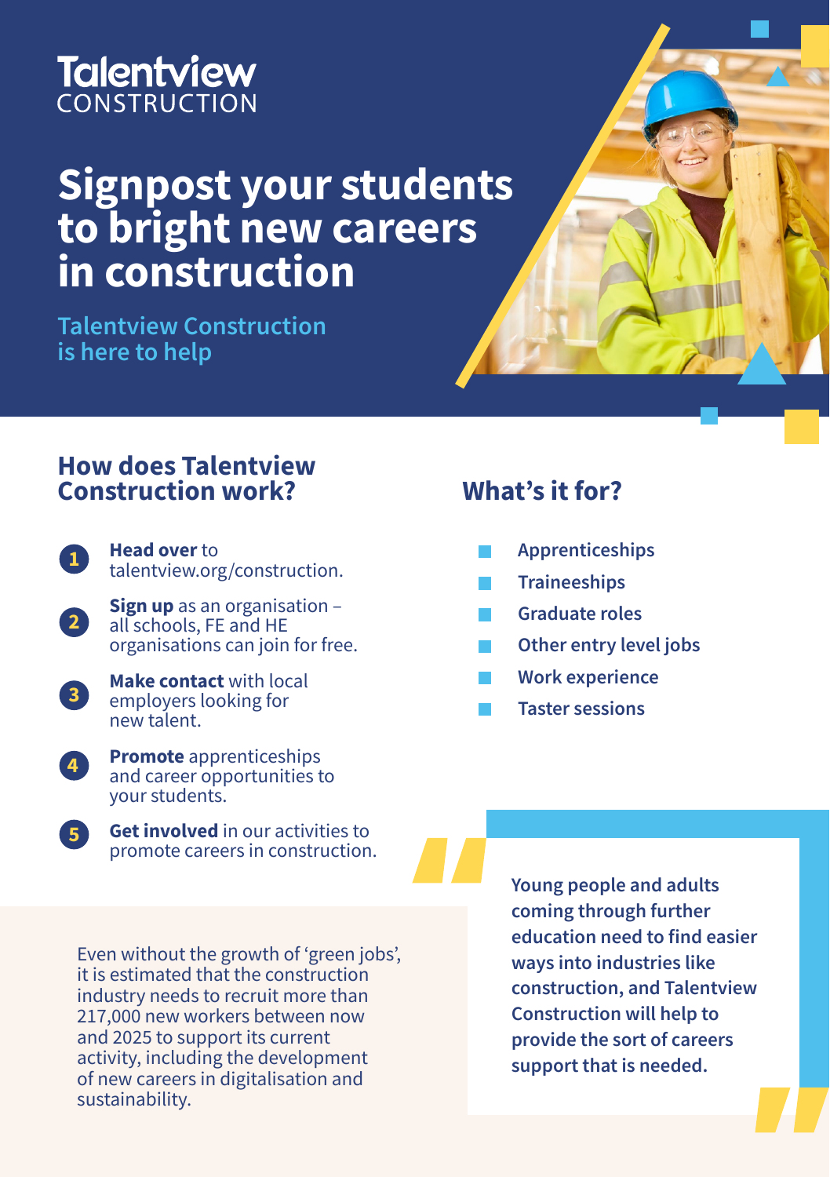Talentview
CONSTRUCTION

# Signpost your students to bright new careers in construction

## Talentview Construction is here to help

## How does Talentview Construction work?

1. **Head over** to talentview.org/construction.
2. **Sign up** as an organisation – all schools, FE and HE organisations can join for free.
3. **Make contact** with local employers looking for new talent.
4. **Promote** apprenticeships and career opportunities to your students.
5. **Get involved** in our activities to promote careers in construction.

## What's it for?

- Apprenticeships
- Traineeships
- Graduate roles
- Other entry level jobs
- Work experience
- Taster sessions

Even without the growth of 'green jobs', it is estimated that the construction industry needs to recruit more than 217,000 new workers between now and 2025 to support its current activity, including the development of new careers in digitalisation and sustainability.

> **Young people and adults coming through further education need to find easier ways into industries like construction, and Talentview Construction will help to provide the sort of careers support that is needed.**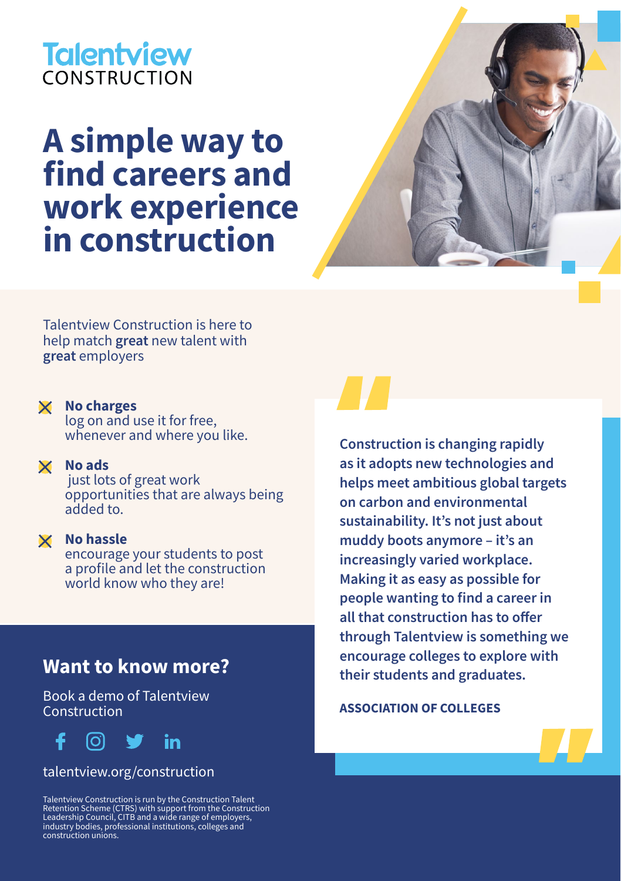Talentview
CONSTRUCTION

# A simple way to find careers and work experience in construction

Talentview Construction is here to help match **great** new talent with **great** employers

- **No charges**
  log on and use it for free, whenever and where you like.
- **No ads**
  just lots of great work opportunities that are always being added to.
- **No hassle**
  encourage your students to post a profile and let the construction world know who they are!

> **Construction is changing rapidly as it adopts new technologies and helps meet ambitious global targets on carbon and environmental sustainability. It's not just about muddy boots anymore – it's an increasingly varied workplace. Making it as easy as possible for people wanting to find a career in all that construction has to offer through Talentview is something we encourage colleges to explore with their students and graduates.**
>
> **ASSOCIATION OF COLLEGES**

## Want to know more?

Book a demo of Talentview Construction

talentview.org/construction

Talentview Construction is run by the Construction Talent Retention Scheme (CTRS) with support from the Construction Leadership Council, CITB and a wide range of employers, industry bodies, professional institutions, colleges and construction unions.